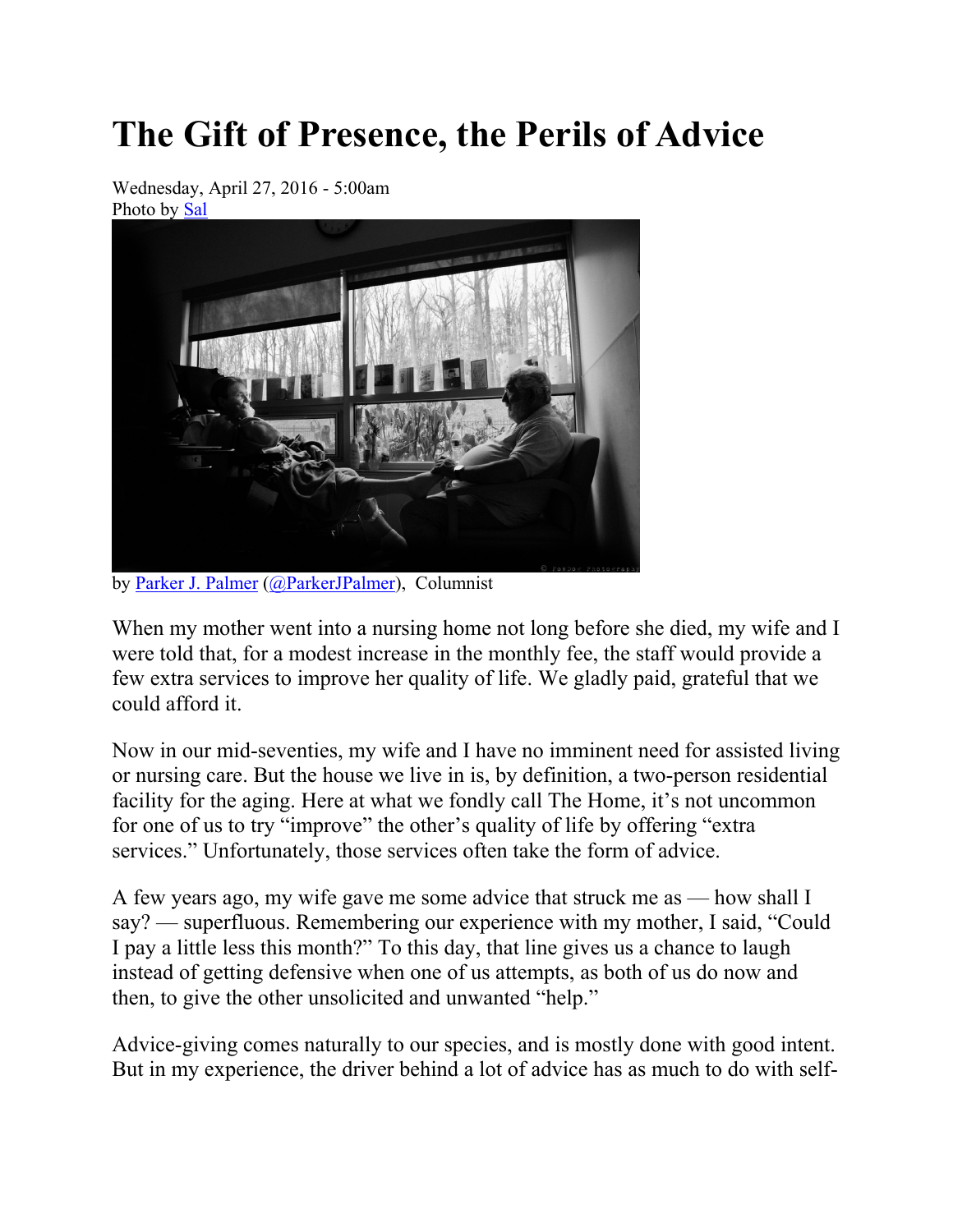# The Gift of Presence, the Perils of Advice

Wednesday, April 27, 2016 - 5:00am
Photo by Sal

by Parker J. Palmer (@ParkerJPalmer), Columnist

When my mother went into a nursing home not long before she died, my wife and I were told that, for a modest increase in the monthly fee, the staff would provide a few extra services to improve her quality of life. We gladly paid, grateful that we could afford it.

Now in our mid-seventies, my wife and I have no imminent need for assisted living or nursing care. But the house we live in is, by definition, a two-person residential facility for the aging. Here at what we fondly call The Home, it's not uncommon for one of us to try "improve" the other's quality of life by offering "extra services." Unfortunately, those services often take the form of advice.

A few years ago, my wife gave me some advice that struck me as — how shall I say? — superfluous. Remembering our experience with my mother, I said, "Could I pay a little less this month?" To this day, that line gives us a chance to laugh instead of getting defensive when one of us attempts, as both of us do now and then, to give the other unsolicited and unwanted "help."

Advice-giving comes naturally to our species, and is mostly done with good intent. But in my experience, the driver behind a lot of advice has as much to do with self-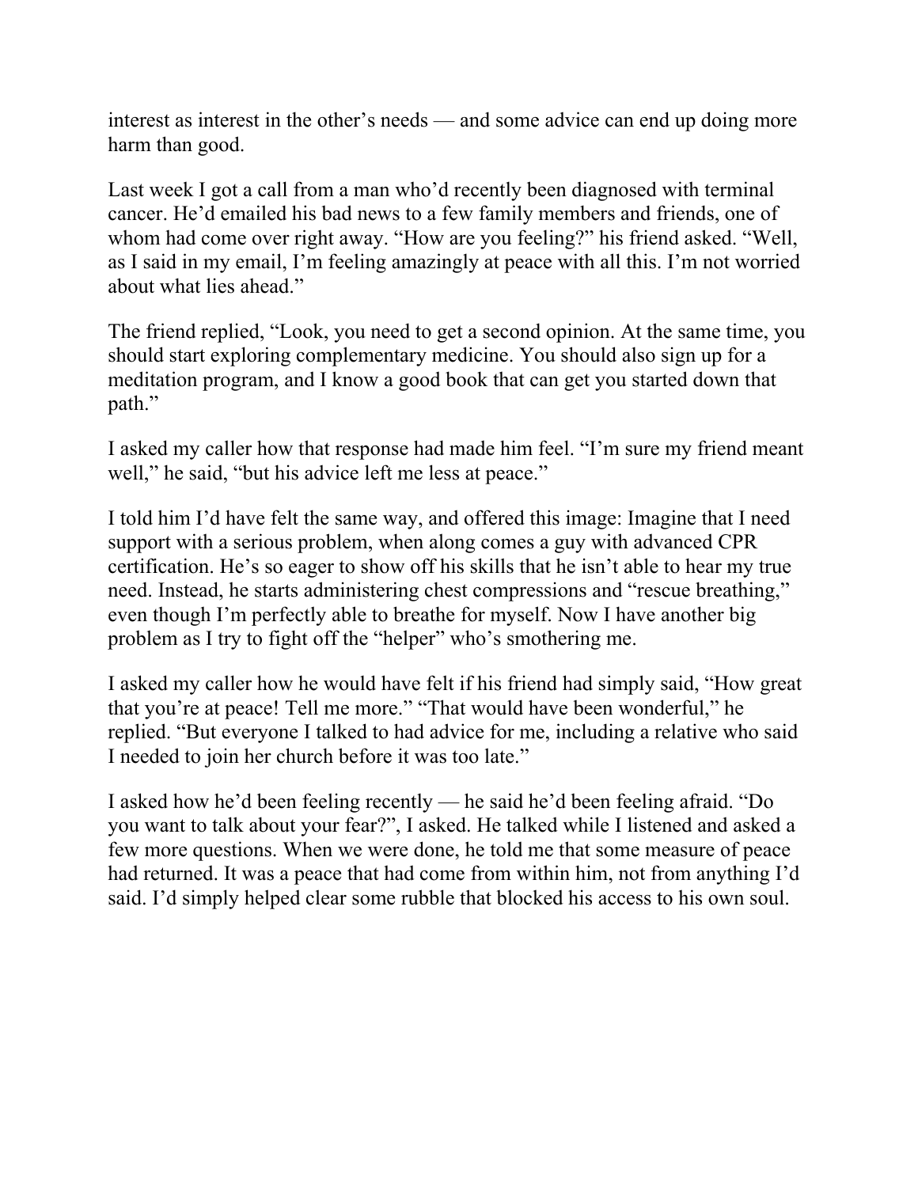interest as interest in the other's needs — and some advice can end up doing more harm than good.

Last week I got a call from a man who'd recently been diagnosed with terminal cancer. He'd emailed his bad news to a few family members and friends, one of whom had come over right away. "How are you feeling?" his friend asked. "Well, as I said in my email, I'm feeling amazingly at peace with all this. I'm not worried about what lies ahead."

The friend replied, "Look, you need to get a second opinion. At the same time, you should start exploring complementary medicine. You should also sign up for a meditation program, and I know a good book that can get you started down that path."

I asked my caller how that response had made him feel. "I'm sure my friend meant well," he said, "but his advice left me less at peace."

I told him I'd have felt the same way, and offered this image: Imagine that I need support with a serious problem, when along comes a guy with advanced CPR certification. He's so eager to show off his skills that he isn't able to hear my true need. Instead, he starts administering chest compressions and "rescue breathing," even though I'm perfectly able to breathe for myself. Now I have another big problem as I try to fight off the "helper" who's smothering me.

I asked my caller how he would have felt if his friend had simply said, "How great that you're at peace! Tell me more." "That would have been wonderful," he replied. "But everyone I talked to had advice for me, including a relative who said I needed to join her church before it was too late."

I asked how he'd been feeling recently — he said he'd been feeling afraid. "Do you want to talk about your fear?", I asked. He talked while I listened and asked a few more questions. When we were done, he told me that some measure of peace had returned. It was a peace that had come from within him, not from anything I'd said. I'd simply helped clear some rubble that blocked his access to his own soul.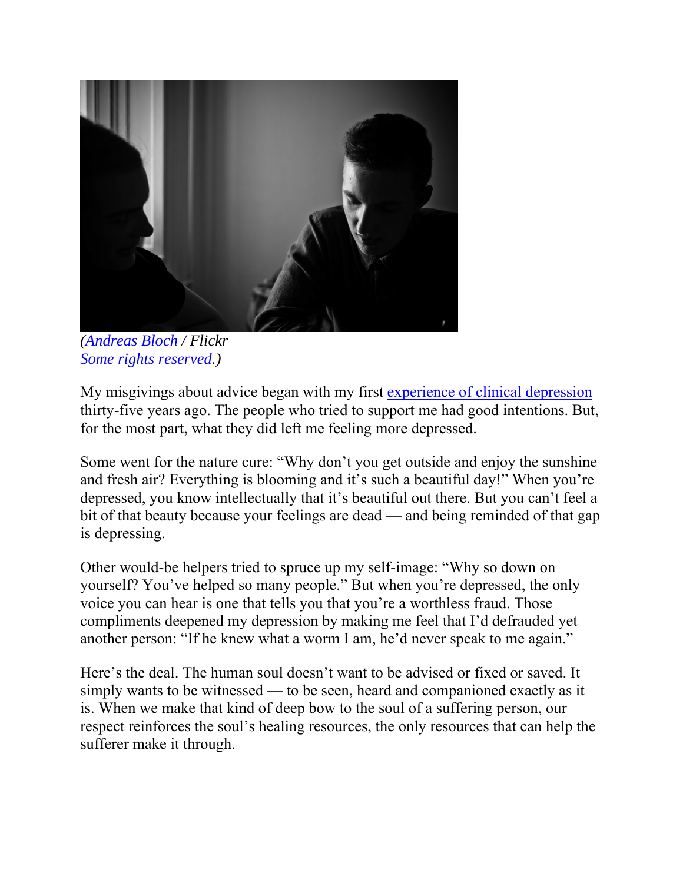(*Andreas Bloch* / *Flickr*
*Some rights reserved*.)

My misgivings about advice began with my first experience of clinical depression thirty-five years ago. The people who tried to support me had good intentions. But, for the most part, what they did left me feeling more depressed.

Some went for the nature cure: "Why don't you get outside and enjoy the sunshine and fresh air? Everything is blooming and it's such a beautiful day!" When you're depressed, you know intellectually that it's beautiful out there. But you can't feel a bit of that beauty because your feelings are dead — and being reminded of that gap is depressing.

Other would-be helpers tried to spruce up my self-image: "Why so down on yourself? You've helped so many people." But when you're depressed, the only voice you can hear is one that tells you that you're a worthless fraud. Those compliments deepened my depression by making me feel that I'd defrauded yet another person: "If he knew what a worm I am, he'd never speak to me again."

Here's the deal. The human soul doesn't want to be advised or fixed or saved. It simply wants to be witnessed — to be seen, heard and companioned exactly as it is. When we make that kind of deep bow to the soul of a suffering person, our respect reinforces the soul's healing resources, the only resources that can help the sufferer make it through.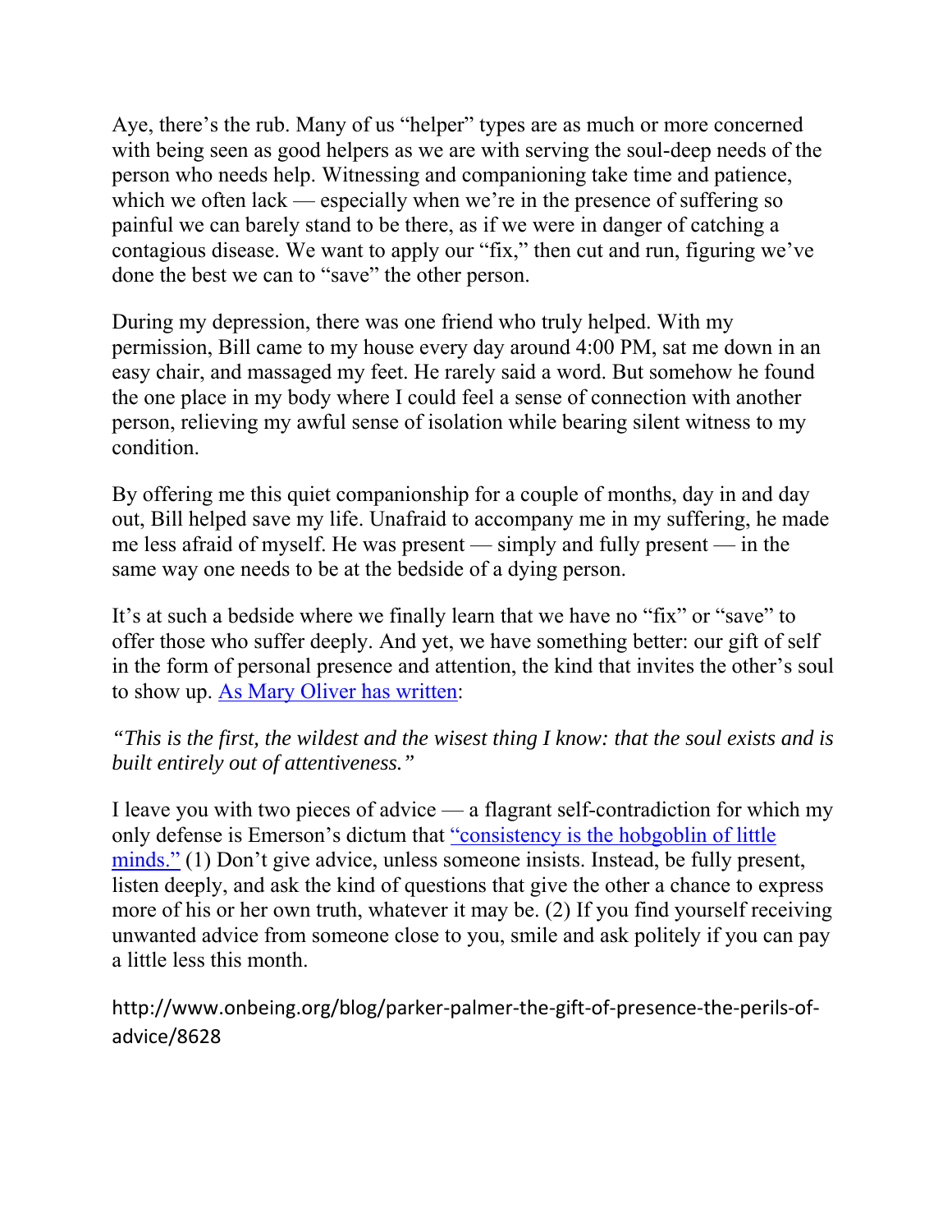Aye, there's the rub. Many of us "helper" types are as much or more concerned with being seen as good helpers as we are with serving the soul-deep needs of the person who needs help. Witnessing and companioning take time and patience, which we often lack — especially when we're in the presence of suffering so painful we can barely stand to be there, as if we were in danger of catching a contagious disease. We want to apply our "fix," then cut and run, figuring we've done the best we can to "save" the other person.

During my depression, there was one friend who truly helped. With my permission, Bill came to my house every day around 4:00 PM, sat me down in an easy chair, and massaged my feet. He rarely said a word. But somehow he found the one place in my body where I could feel a sense of connection with another person, relieving my awful sense of isolation while bearing silent witness to my condition.

By offering me this quiet companionship for a couple of months, day in and day out, Bill helped save my life. Unafraid to accompany me in my suffering, he made me less afraid of myself. He was present — simply and fully present — in the same way one needs to be at the bedside of a dying person.

It's at such a bedside where we finally learn that we have no "fix" or "save" to offer those who suffer deeply. And yet, we have something better: our gift of self in the form of personal presence and attention, the kind that invites the other's soul to show up. As Mary Oliver has written:

*"This is the first, the wildest and the wisest thing I know: that the soul exists and is built entirely out of attentiveness."*

I leave you with two pieces of advice — a flagrant self-contradiction for which my only defense is Emerson's dictum that "consistency is the hobgoblin of little minds." (1) Don't give advice, unless someone insists. Instead, be fully present, listen deeply, and ask the kind of questions that give the other a chance to express more of his or her own truth, whatever it may be. (2) If you find yourself receiving unwanted advice from someone close to you, smile and ask politely if you can pay a little less this month.

http://www.onbeing.org/blog/parker-palmer-the-gift-of-presence-the-perils-of-advice/8628